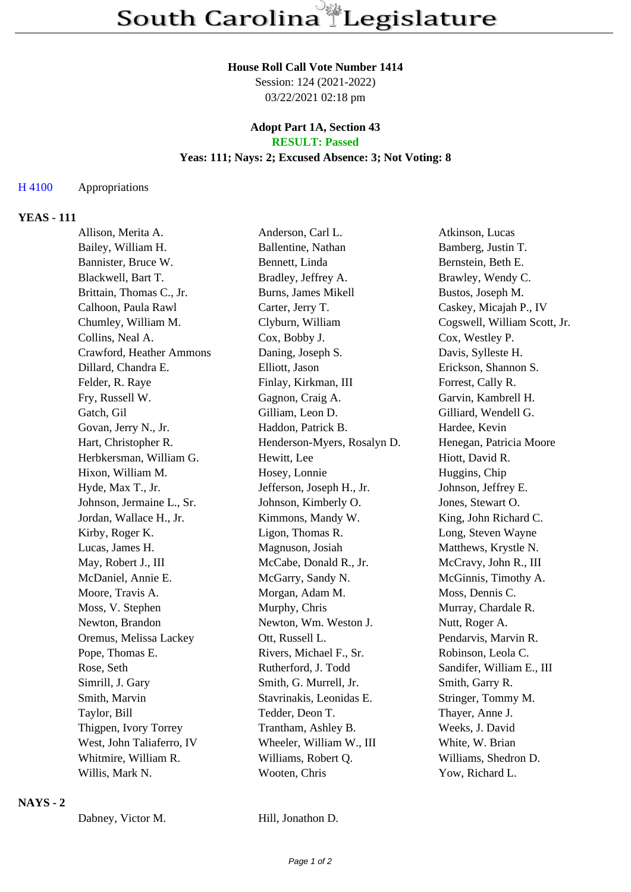# South Carolina Legislature

**House Roll Call Vote Number 1414**
Session: 124 (2021-2022)
03/22/2021 02:18 pm

**Adopt Part 1A, Section 43**
**RESULT: Passed**
**Yeas: 111; Nays: 2; Excused Absence: 3; Not Voting: 8**

H 4100 Appropriations

## YEAS - 111

| | | |
|---|---|---|
| Allison, Merita A. | Anderson, Carl L. | Atkinson, Lucas |
| Bailey, William H. | Ballentine, Nathan | Bamberg, Justin T. |
| Bannister, Bruce W. | Bennett, Linda | Bernstein, Beth E. |
| Blackwell, Bart T. | Bradley, Jeffrey A. | Brawley, Wendy C. |
| Brittain, Thomas C., Jr. | Burns, James Mikell | Bustos, Joseph M. |
| Calhoon, Paula Rawl | Carter, Jerry T. | Caskey, Micajah P., IV |
| Chumley, William M. | Clyburn, William | Cogswell, William Scott, Jr. |
| Collins, Neal A. | Cox, Bobby J. | Cox, Westley P. |
| Crawford, Heather Ammons | Daning, Joseph S. | Davis, Sylleste H. |
| Dillard, Chandra E. | Elliott, Jason | Erickson, Shannon S. |
| Felder, R. Raye | Finlay, Kirkman, III | Forrest, Cally R. |
| Fry, Russell W. | Gagnon, Craig A. | Garvin, Kambrell H. |
| Gatch, Gil | Gilliam, Leon D. | Gilliard, Wendell G. |
| Govan, Jerry N., Jr. | Haddon, Patrick B. | Hardee, Kevin |
| Hart, Christopher R. | Henderson-Myers, Rosalyn D. | Henegan, Patricia Moore |
| Herbkersman, William G. | Hewitt, Lee | Hiott, David R. |
| Hixon, William M. | Hosey, Lonnie | Huggins, Chip |
| Hyde, Max T., Jr. | Jefferson, Joseph H., Jr. | Johnson, Jeffrey E. |
| Johnson, Jermaine L., Sr. | Johnson, Kimberly O. | Jones, Stewart O. |
| Jordan, Wallace H., Jr. | Kimmons, Mandy W. | King, John Richard C. |
| Kirby, Roger K. | Ligon, Thomas R. | Long, Steven Wayne |
| Lucas, James H. | Magnuson, Josiah | Matthews, Krystle N. |
| May, Robert J., III | McCabe, Donald R., Jr. | McCravy, John R., III |
| McDaniel, Annie E. | McGarry, Sandy N. | McGinnis, Timothy A. |
| Moore, Travis A. | Morgan, Adam M. | Moss, Dennis C. |
| Moss, V. Stephen | Murphy, Chris | Murray, Chardale R. |
| Newton, Brandon | Newton, Wm. Weston J. | Nutt, Roger A. |
| Oremus, Melissa Lackey | Ott, Russell L. | Pendarvis, Marvin R. |
| Pope, Thomas E. | Rivers, Michael F., Sr. | Robinson, Leola C. |
| Rose, Seth | Rutherford, J. Todd | Sandifer, William E., III |
| Simrill, J. Gary | Smith, G. Murrell, Jr. | Smith, Garry R. |
| Smith, Marvin | Stavrinakis, Leonidas E. | Stringer, Tommy M. |
| Taylor, Bill | Tedder, Deon T. | Thayer, Anne J. |
| Thigpen, Ivory Torrey | Trantham, Ashley B. | Weeks, J. David |
| West, John Taliaferro, IV | Wheeler, William W., III | White, W. Brian |
| Whitmire, William R. | Williams, Robert Q. | Williams, Shedron D. |
| Willis, Mark N. | Wooten, Chris | Yow, Richard L. |

## NAYS - 2

| | |
|---|---|
| Dabney, Victor M. | Hill, Jonathon D. |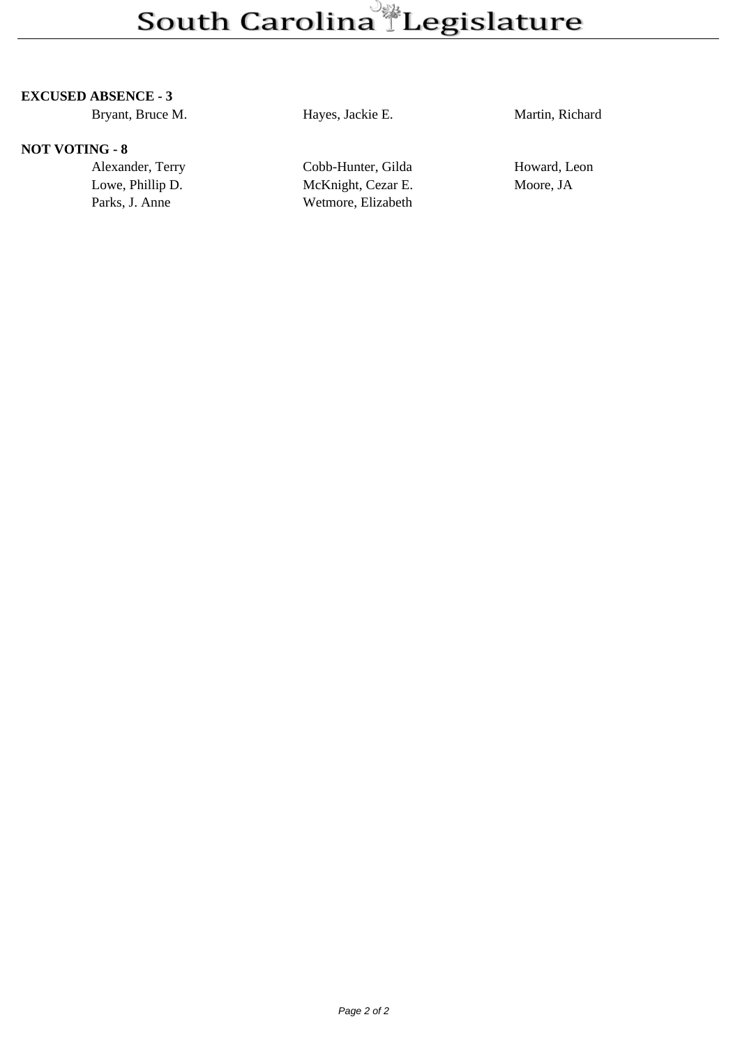**EXCUSED ABSENCE - 3**

| | | |
|---|---|---|
| Bryant, Bruce M. | Hayes, Jackie E. | Martin, Richard |

**NOT VOTING - 8**

| | | |
|---|---|---|
| Alexander, Terry | Cobb-Hunter, Gilda | Howard, Leon |
| Lowe, Phillip D. | McKnight, Cezar E. | Moore, JA |
| Parks, J. Anne | Wetmore, Elizabeth | |